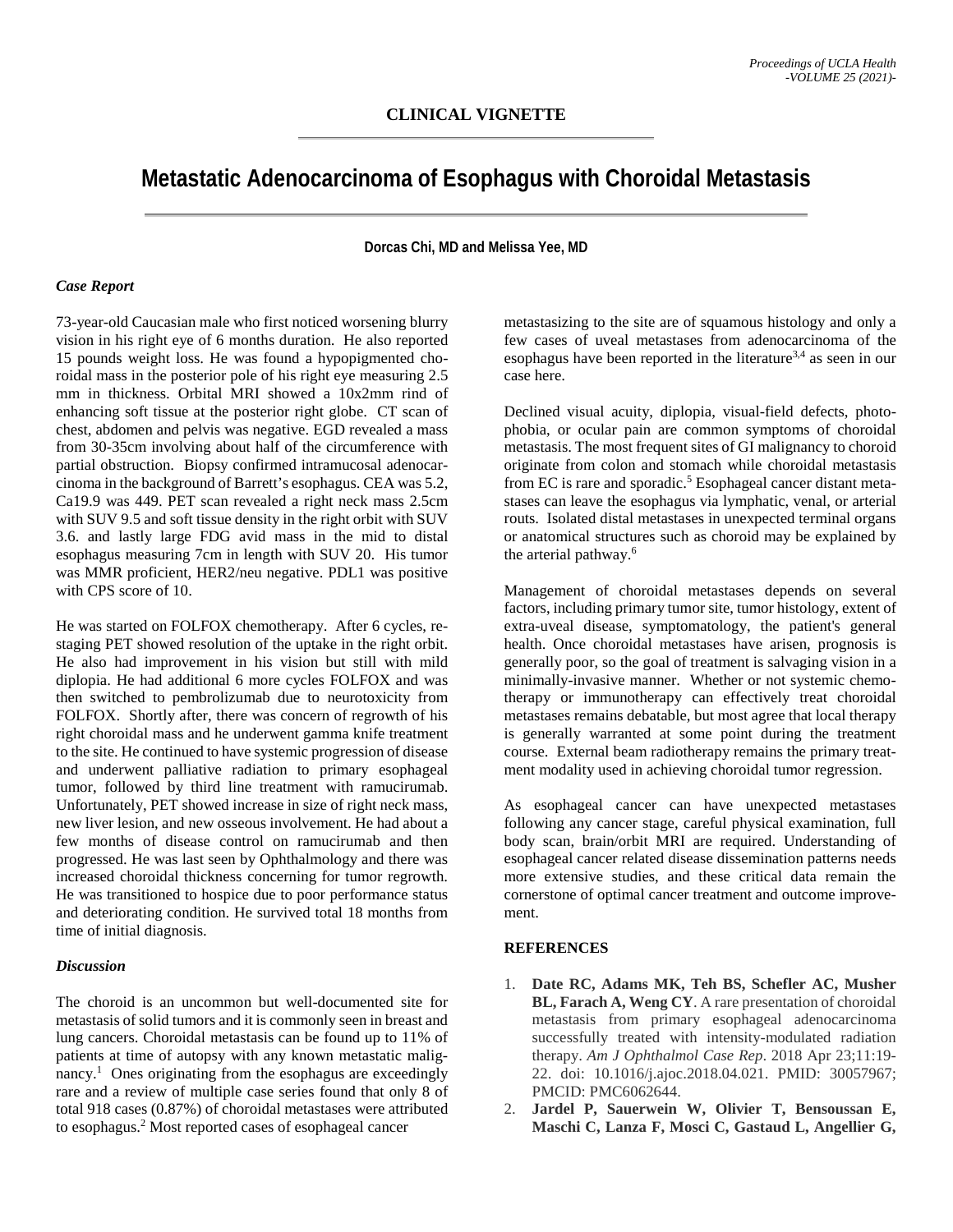## CLINICAL VIGNETTE

# Metastatic Adenocarcinoma of Esophagus with Choroidal Metastasis

**Dorcas Chi, MD and Melissa Yee, MD**

### *Case Report*

73-year-old Caucasian male who first noticed worsening blurry vision in his right eye of 6 months duration. He also reported 15 pounds weight loss. He was found a hypopigmented choroidal mass in the posterior pole of his right eye measuring 2.5 mm in thickness. Orbital MRI showed a 10x2mm rind of enhancing soft tissue at the posterior right globe. CT scan of chest, abdomen and pelvis was negative. EGD revealed a mass from 30-35cm involving about half of the circumference with partial obstruction. Biopsy confirmed intramucosal adenocarcinoma in the background of Barrett's esophagus. CEA was 5.2, Ca19.9 was 449. PET scan revealed a right neck mass 2.5cm with SUV 9.5 and soft tissue density in the right orbit with SUV 3.6. and lastly large FDG avid mass in the mid to distal esophagus measuring 7cm in length with SUV 20. His tumor was MMR proficient, HER2/neu negative. PDL1 was positive with CPS score of 10.

He was started on FOLFOX chemotherapy. After 6 cycles, restaging PET showed resolution of the uptake in the right orbit. He also had improvement in his vision but still with mild diplopia. He had additional 6 more cycles FOLFOX and was then switched to pembrolizumab due to neurotoxicity from FOLFOX. Shortly after, there was concern of regrowth of his right choroidal mass and he underwent gamma knife treatment to the site. He continued to have systemic progression of disease and underwent palliative radiation to primary esophageal tumor, followed by third line treatment with ramucirumab. Unfortunately, PET showed increase in size of right neck mass, new liver lesion, and new osseous involvement. He had about a few months of disease control on ramucirumab and then progressed. He was last seen by Ophthalmology and there was increased choroidal thickness concerning for tumor regrowth. He was transitioned to hospice due to poor performance status and deteriorating condition. He survived total 18 months from time of initial diagnosis.

### *Discussion*

The choroid is an uncommon but well-documented site for metastasis of solid tumors and it is commonly seen in breast and lung cancers. Choroidal metastasis can be found up to 11% of patients at time of autopsy with any known metastatic malignancy.[1] Ones originating from the esophagus are exceedingly rare and a review of multiple case series found that only 8 of total 918 cases (0.87%) of choroidal metastases were attributed to esophagus.[2] Most reported cases of esophageal cancer metastasizing to the site are of squamous histology and only a few cases of uveal metastases from adenocarcinoma of the esophagus have been reported in the literature[3,4] as seen in our case here.

Declined visual acuity, diplopia, visual-field defects, photophobia, or ocular pain are common symptoms of choroidal metastasis. The most frequent sites of GI malignancy to choroid originate from colon and stomach while choroidal metastasis from EC is rare and sporadic.[5] Esophageal cancer distant metastases can leave the esophagus via lymphatic, venal, or arterial routs. Isolated distal metastases in unexpected terminal organs or anatomical structures such as choroid may be explained by the arterial pathway.[6]

Management of choroidal metastases depends on several factors, including primary tumor site, tumor histology, extent of extra-uveal disease, symptomatology, the patient's general health. Once choroidal metastases have arisen, prognosis is generally poor, so the goal of treatment is salvaging vision in a minimally-invasive manner. Whether or not systemic chemotherapy or immunotherapy can effectively treat choroidal metastases remains debatable, but most agree that local therapy is generally warranted at some point during the treatment course. External beam radiotherapy remains the primary treatment modality used in achieving choroidal tumor regression.

As esophageal cancer can have unexpected metastases following any cancer stage, careful physical examination, full body scan, brain/orbit MRI are required. Understanding of esophageal cancer related disease dissemination patterns needs more extensive studies, and these critical data remain the cornerstone of optimal cancer treatment and outcome improvement.

### REFERENCES

1. **Date RC, Adams MK, Teh BS, Schefler AC, Musher BL, Farach A, Weng CY**. A rare presentation of choroidal metastasis from primary esophageal adenocarcinoma successfully treated with intensity-modulated radiation therapy. *Am J Ophthalmol Case Rep*. 2018 Apr 23;11:19-22. doi: 10.1016/j.ajoc.2018.04.021. PMID: 30057967; PMCID: PMC6062644.
2. **Jardel P, Sauerwein W, Olivier T, Bensoussan E, Maschi C, Lanza F, Mosci C, Gastaud L, Angellier G,**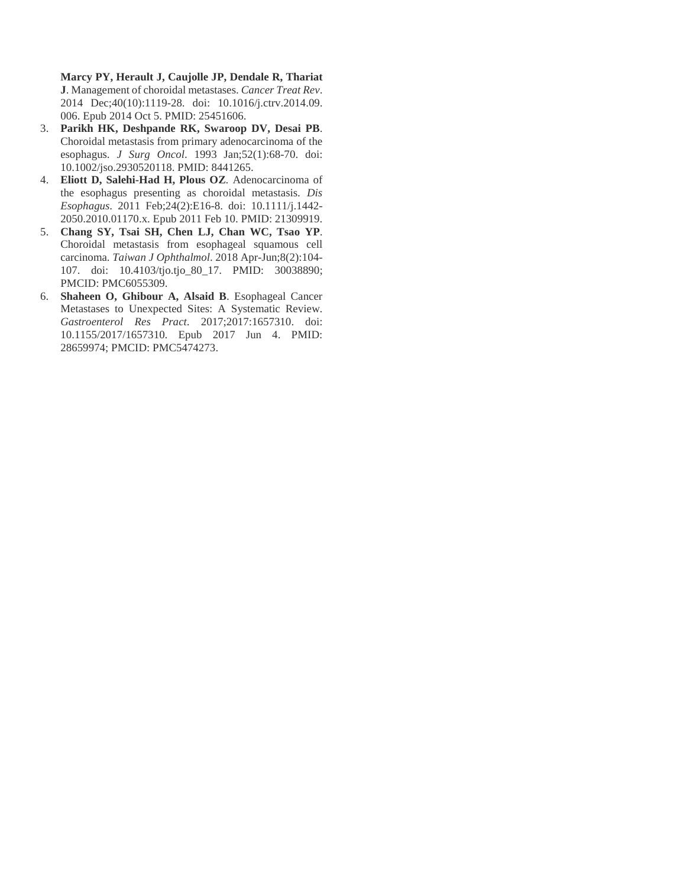**Marcy PY, Herault J, Caujolle JP, Dendale R, Thariat J**. Management of choroidal metastases. *Cancer Treat Rev*. 2014 Dec;40(10):1119-28. doi: 10.1016/j.ctrv.2014.09.006. Epub 2014 Oct 5. PMID: 25451606.

3. **Parikh HK, Deshpande RK, Swaroop DV, Desai PB**. Choroidal metastasis from primary adenocarcinoma of the esophagus. *J Surg Oncol*. 1993 Jan;52(1):68-70. doi: 10.1002/jso.2930520118. PMID: 8441265.
4. **Eliott D, Salehi-Had H, Plous OZ**. Adenocarcinoma of the esophagus presenting as choroidal metastasis. *Dis Esophagus*. 2011 Feb;24(2):E16-8. doi: 10.1111/j.1442-2050.2010.01170.x. Epub 2011 Feb 10. PMID: 21309919.
5. **Chang SY, Tsai SH, Chen LJ, Chan WC, Tsao YP**. Choroidal metastasis from esophageal squamous cell carcinoma. *Taiwan J Ophthalmol*. 2018 Apr-Jun;8(2):104-107. doi: 10.4103/tjo.tjo_80_17. PMID: 30038890; PMCID: PMC6055309.
6. **Shaheen O, Ghibour A, Alsaid B**. Esophageal Cancer Metastases to Unexpected Sites: A Systematic Review. *Gastroenterol Res Pract*. 2017;2017:1657310. doi: 10.1155/2017/1657310. Epub 2017 Jun 4. PMID: 28659974; PMCID: PMC5474273.